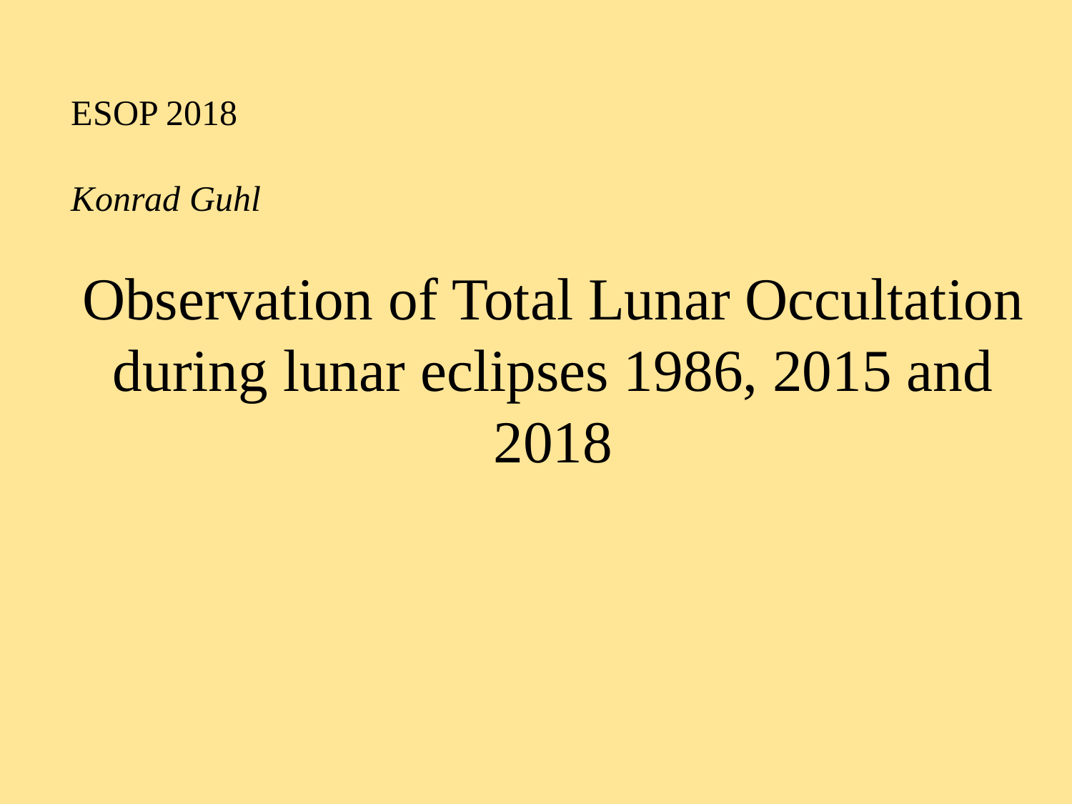ESOP 2018

*Konrad Guhl*

# Observation of Total Lunar Occultation during lunar eclipses 1986, 2015 and 2018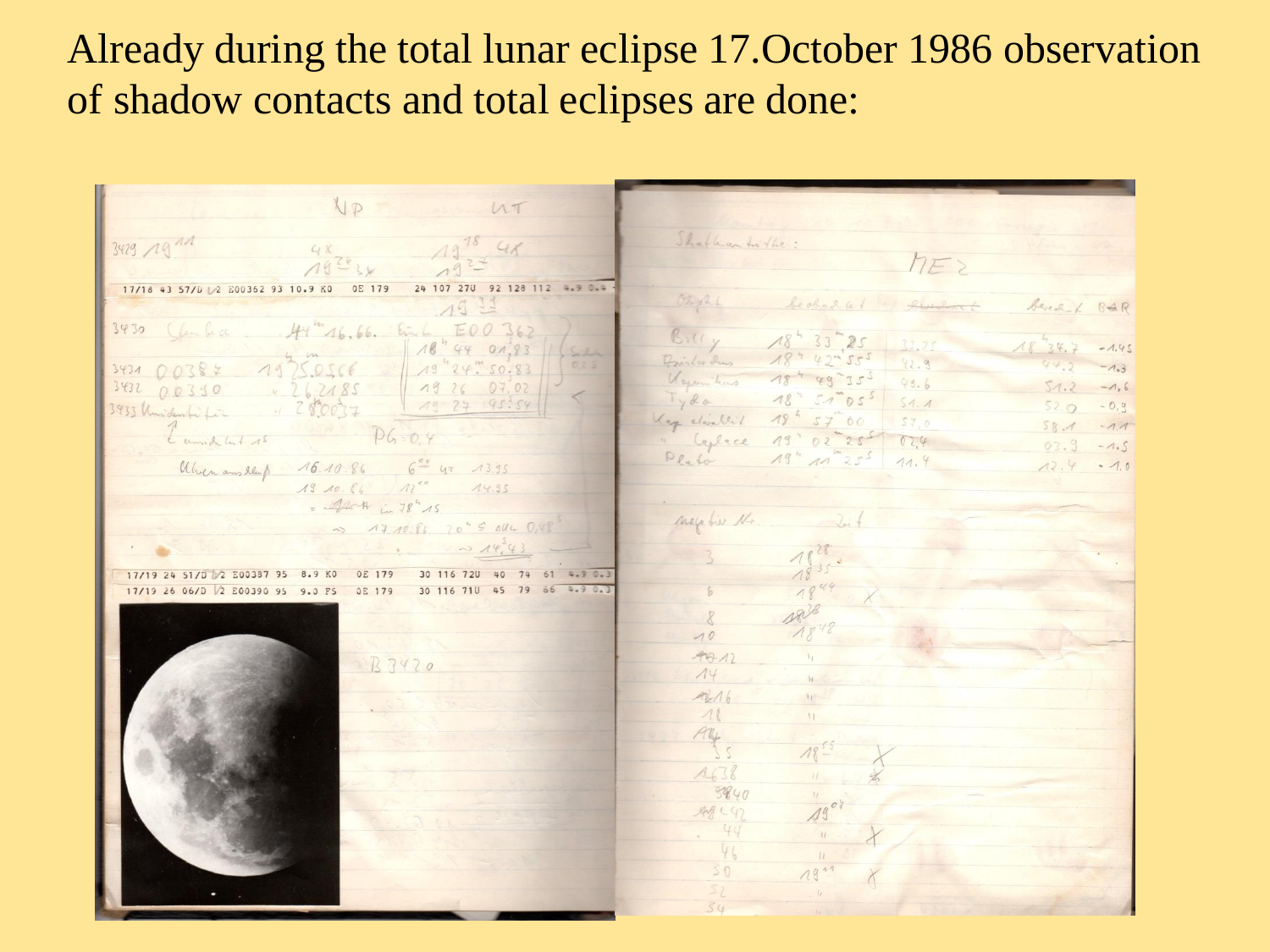Already during the total lunar eclipse 17.October 1986 observation of shadow contacts and total eclipses are done: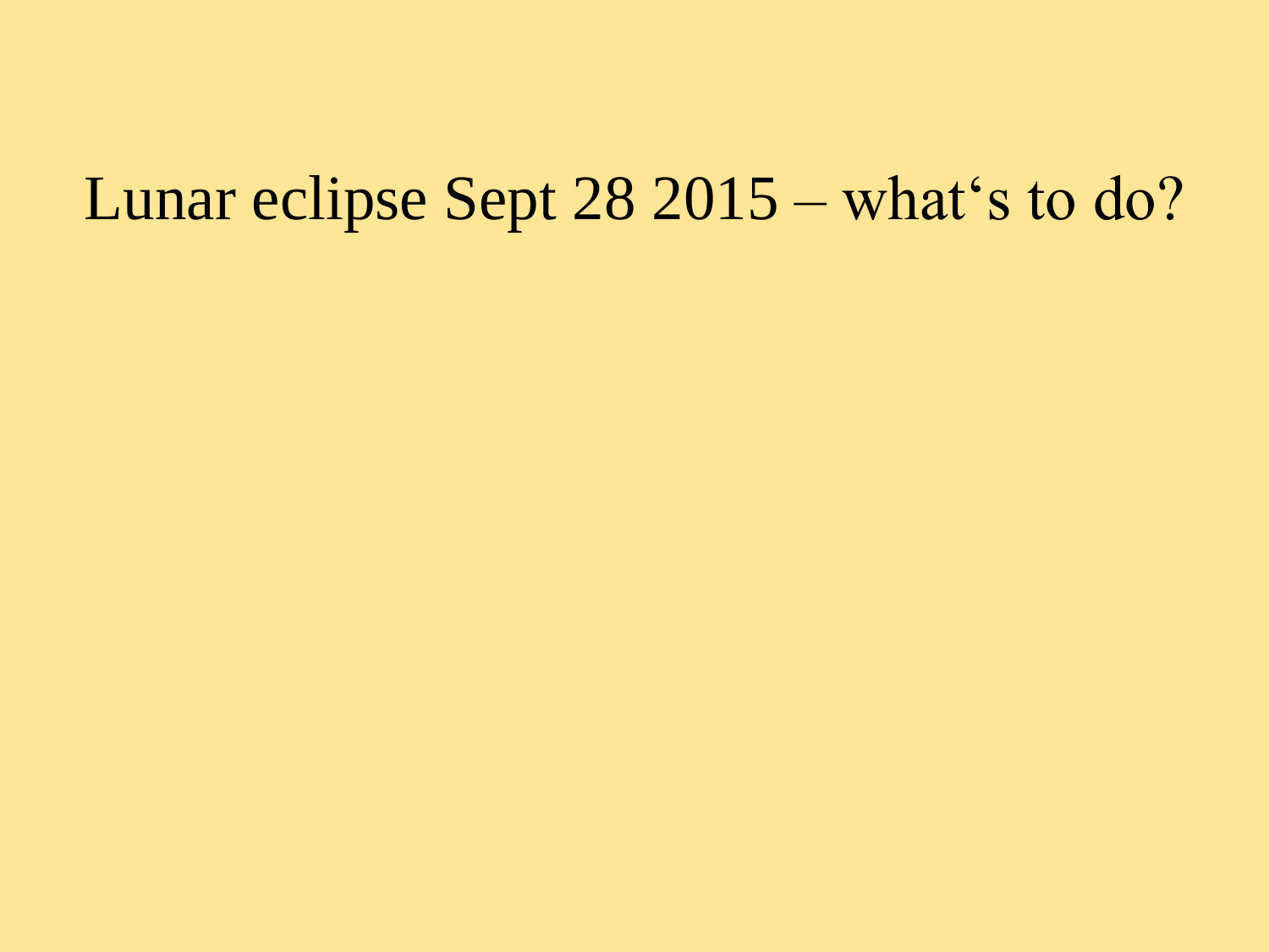# Lunar eclipse Sept 28 2015 – what‘s to do?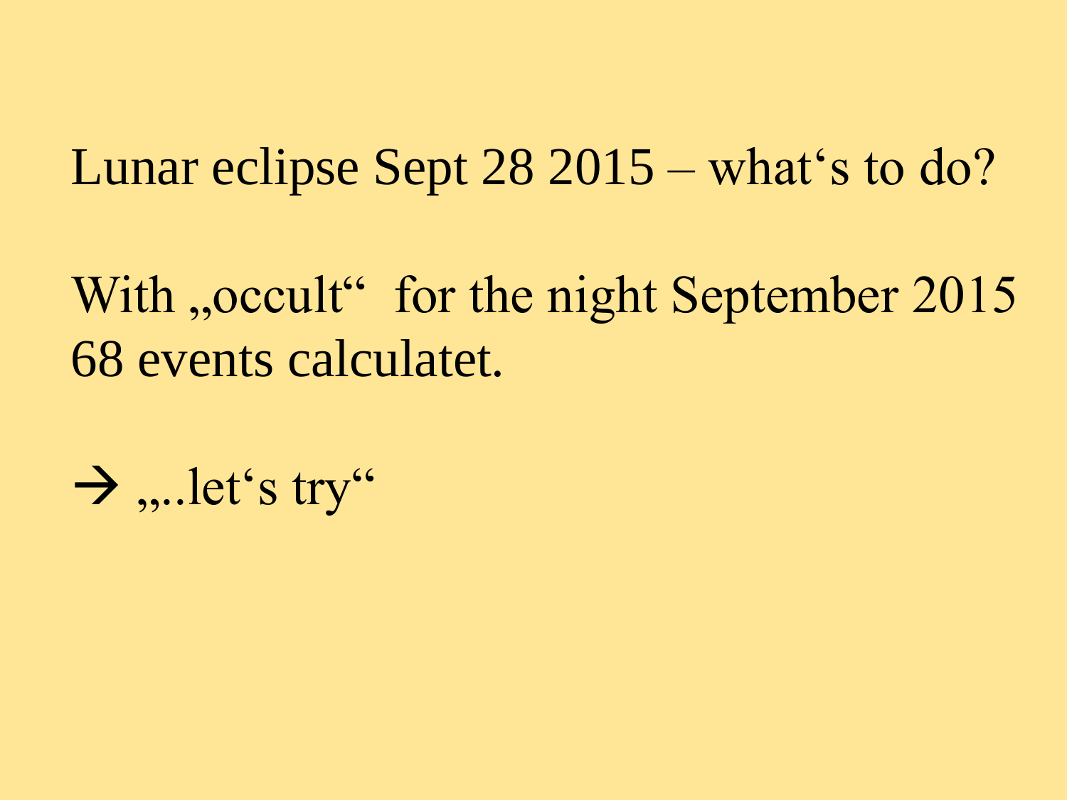Lunar eclipse Sept 28 2015 – what‘s to do?

With „occult“ for the night September 2015 68 events calculatet.

→ „..let‘s try“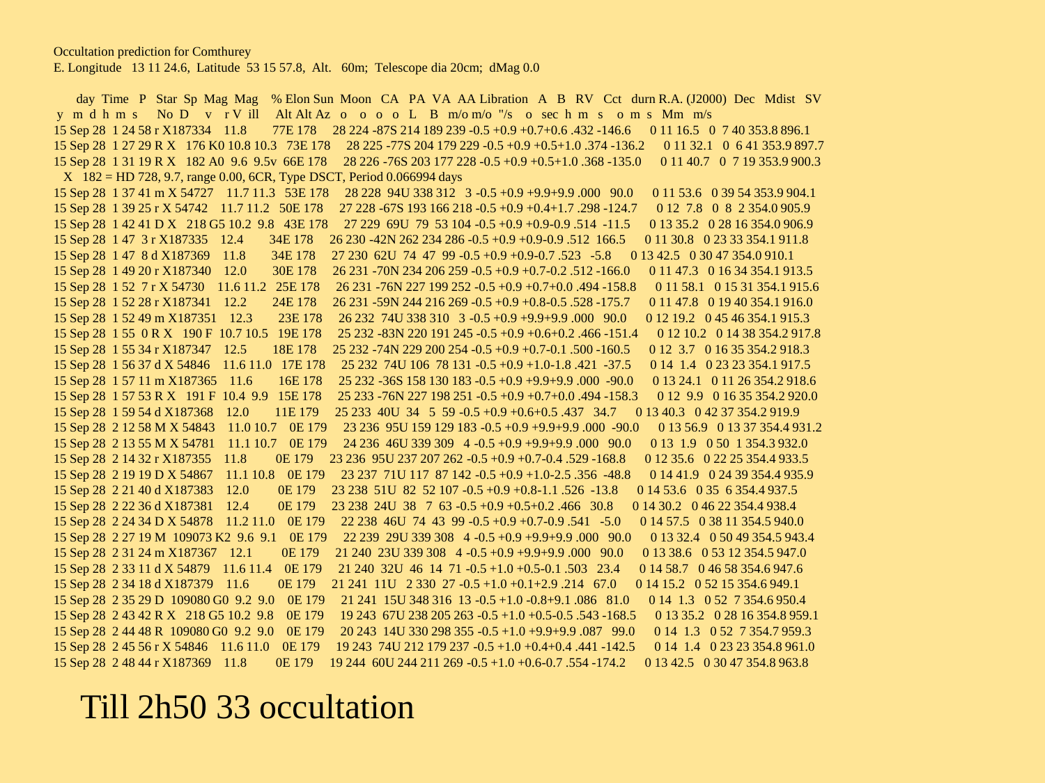Occultation prediction for Comthurey
E. Longitude 13 11 24.6, Latitude 53 15 57.8, Alt. 60m; Telescope dia 20cm; dMag 0.0

```
     day  Time  P   Star Sp  Mag  Mag    % Elon Sun  Moon   CA   PA  VA  AA Libration  A   B   RV   Cct  durn R.A. (J2000)  Dec   Mdist  SV
 y  m  d  h  m  s      No  D    v   r V  ill     Alt Alt Az   o    o   o   o   L    B  m/o m/o  "/s   o  sec  h  m   s     o  m  s   Mm   m/s
15 Sep 28  1 24 58 r X187334    11.8        77E 178    28 224 -87S 214 189 239 -0.5 +0.9 +0.7+0.6 .432 -146.6     0 11 16.5   0  7 40 353.8 896.1
15 Sep 28  1 27 29 R X   176 K0 10.8 10.3   73E 178    28 225 -77S 204 179 229 -0.5 +0.9 +0.5+1.0 .374 -136.2     0 11 32.1   0  6 41 353.9 897.7
15 Sep 28  1 31 19 R X   182 A0  9.6  9.5v  66E 178    28 226 -76S 203 177 228 -0.5 +0.9 +0.5+1.0 .368 -135.0     0 11 40.7   0  7 19 353.9 900.3
  X  182 = HD 728, 9.7, range 0.00, 6CR, Type DSCT, Period 0.066994 days
15 Sep 28  1 37 41 m X 54727    11.7 11.3   53E 178    28 228  94U 338 312   3 -0.5 +0.9 +9.9+9.9 .000   90.0     0 11 53.6   0 39 54 353.9 904.1
15 Sep 28  1 39 25 r X 54742    11.7 11.2   50E 178    27 228 -67S 193 166 218 -0.5 +0.9 +0.4+1.7 .298 -124.7     0 12  7.8   0  8  2 354.0 905.9
15 Sep 28  1 42 41 D X   218 G5 10.2  9.8   43E 178    27 229  69U  79  53 104 -0.5 +0.9 +0.9-0.9 .514  -11.5     0 13 35.2   0 28 16 354.0 906.9
15 Sep 28  1 47  3 r X187335    12.4        34E 178    26 230 -42N 262 234 286 -0.5 +0.9 +0.9-0.9 .512  166.5     0 11 30.8   0 23 33 354.1 911.8
15 Sep 28  1 47  8 d X187369    11.8        34E 178    27 230  62U  74  47  99 -0.5 +0.9 +0.9-0.7 .523   -5.8     0 13 42.5   0 30 47 354.0 910.1
15 Sep 28  1 49 20 r X187340    12.0        30E 178    26 231 -70N 234 206 259 -0.5 +0.9 +0.7-0.2 .512 -166.0     0 11 47.3   0 16 34 354.1 913.5
15 Sep 28  1 52  7 r X 54730    11.6 11.2   25E 178    26 231 -76N 227 199 252 -0.5 +0.9 +0.7+0.0 .494 -158.8     0 11 58.1   0 15 31 354.1 915.6
15 Sep 28  1 52 28 r X187341    12.2        24E 178    26 231 -59N 244 216 269 -0.5 +0.9 +0.8-0.5 .528 -175.7     0 11 47.8   0 19 40 354.1 916.0
15 Sep 28  1 52 49 m X187351    12.3        23E 178    26 232  74U 338 310   3 -0.5 +0.9 +9.9+9.9 .000   90.0     0 12 19.2   0 45 46 354.1 915.3
15 Sep 28  1 55  0 R X   190 F  10.7 10.5   19E 178    25 232 -83N 220 191 245 -0.5 +0.9 +0.6+0.2 .466 -151.4     0 12 10.2   0 14 38 354.2 917.8
15 Sep 28  1 55 34 r X187347    12.5        18E 178    25 232 -74N 229 200 254 -0.5 +0.9 +0.7-0.1 .500 -160.5     0 12  3.7   0 16 35 354.2 918.3
15 Sep 28  1 56 37 d X 54846    11.6 11.0   17E 178    25 232  74U 106  78 131 -0.5 +0.9 +1.0-1.8 .421  -37.5     0 14  1.4   0 23 23 354.1 917.5
15 Sep 28  1 57 11 m X187365    11.6        16E 178    25 232 -36S 158 130 183 -0.5 +0.9 +9.9+9.9 .000  -90.0     0 13 24.1   0 11 26 354.2 918.6
15 Sep 28  1 57 53 R X   191 F  10.4  9.9   15E 178    25 233 -76N 227 198 251 -0.5 +0.9 +0.7+0.0 .494 -158.3     0 12  9.9   0 16 35 354.2 920.0
15 Sep 28  1 59 54 d X187368    12.0        11E 179    25 233  40U  34   5  59 -0.5 +0.9 +0.6+0.5 .437   34.7     0 13 40.3   0 42 37 354.2 919.9
15 Sep 28  2 12 58 M X 54843    11.0 10.7    0E 179    23 236  95U 159 129 183 -0.5 +0.9 +9.9+9.9 .000  -90.0     0 13 56.9   0 13 37 354.4 931.2
15 Sep 28  2 13 55 M X 54781    11.1 10.7    0E 179    24 236  46U 339 309   4 -0.5 +0.9 +9.9+9.9 .000   90.0     0 13  1.9   0 50  1 354.3 932.0
15 Sep 28  2 14 32 r X187355    11.8         0E 179    23 236  95U 237 207 262 -0.5 +0.9 +0.7-0.4 .529 -168.8     0 12 35.6   0 22 25 354.4 933.5
15 Sep 28  2 19 19 D X 54867    11.1 10.8    0E 179    23 237  71U 117  87 142 -0.5 +0.9 +1.0-2.5 .356  -48.8     0 14 41.9   0 24 39 354.4 935.9
15 Sep 28  2 21 40 d X187383    12.0         0E 179    23 238  51U  82  52 107 -0.5 +0.9 +0.8-1.1 .526  -13.8     0 14 53.6   0 35  6 354.4 937.5
15 Sep 28  2 22 36 d X187381    12.4         0E 179    23 238  24U  38   7  63 -0.5 +0.9 +0.5+0.2 .466   30.8     0 14 30.2   0 46 22 354.4 938.4
15 Sep 28  2 24 34 D X 54878    11.2 11.0    0E 179    22 238  46U  74  43  99 -0.5 +0.9 +0.7-0.9 .541   -5.0     0 14 57.5   0 38 11 354.5 940.0
15 Sep 28  2 27 19 M  109073 K2  9.6  9.1    0E 179    22 239  29U 339 308   4 -0.5 +0.9 +9.9+9.9 .000   90.0     0 13 32.4   0 50 49 354.5 943.4
15 Sep 28  2 31 24 m X187367    12.1         0E 179    21 240  23U 339 308   4 -0.5 +0.9 +9.9+9.9 .000   90.0     0 13 38.6   0 53 12 354.5 947.0
15 Sep 28  2 33 11 d X 54879    11.6 11.4    0E 179    21 240  32U  46  14  71 -0.5 +1.0 +0.5-0.1 .503   23.4     0 14 58.7   0 46 58 354.6 947.6
15 Sep 28  2 34 18 d X187379    11.6         0E 179    21 241  11U   2 330  27 -0.5 +1.0 +0.1+2.9 .214   67.0     0 14 15.2   0 52 15 354.6 949.1
15 Sep 28  2 35 29 D  109080 G0  9.2  9.0    0E 179    21 241  15U 348 316  13 -0.5 +1.0 -0.8+9.1 .086   81.0     0 14  1.3   0 52  7 354.6 950.4
15 Sep 28  2 43 42 R X   218 G5 10.2  9.8    0E 179    19 243  67U 238 205 263 -0.5 +1.0 +0.5-0.5 .543 -168.5     0 13 35.2   0 28 16 354.8 959.1
15 Sep 28  2 44 48 R  109080 G0  9.2  9.0    0E 179    20 243  14U 330 298 355 -0.5 +1.0 +9.9+9.9 .087   99.0     0 14  1.3   0 52  7 354.7 959.3
15 Sep 28  2 45 56 r X 54846    11.6 11.0    0E 179    19 243  74U 212 179 237 -0.5 +1.0 +0.4+0.4 .441 -142.5     0 14  1.4   0 23 23 354.8 961.0
15 Sep 28  2 48 44 r X187369    11.8         0E 179    19 244  60U 244 211 269 -0.5 +1.0 +0.6-0.7 .554 -174.2     0 13 42.5   0 30 47 354.8 963.8
```

# Till 2h50 33 occultation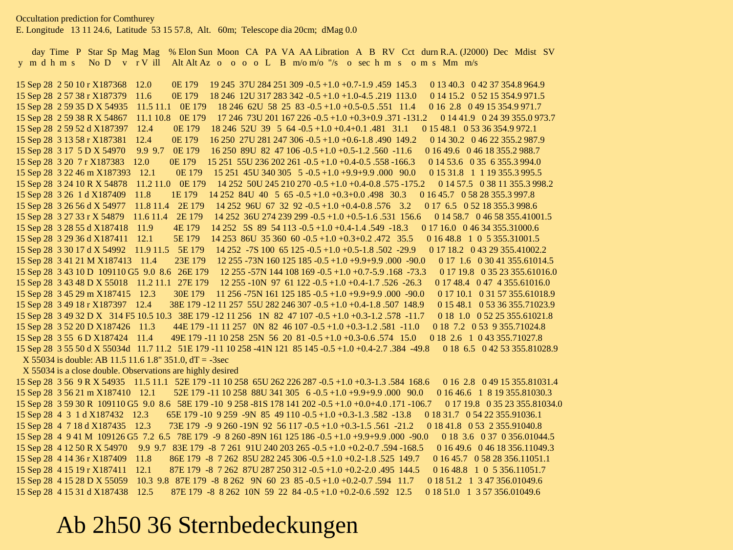Occultation prediction for Comthurey
E. Longitude 13 11 24.6, Latitude 53 15 57.8, Alt. 60m; Telescope dia 20cm; dMag 0.0

```
     day  Time  P  Star  Sp  Mag  Mag   % Elon Sun  Moon   CA   PA  VA  AA Libration  A   B   RV   Cct   durn R.A. (J2000)  Dec   Mdist  SV
 y  m d  h m s      No  D    v   r V  ill    Alt Alt Az   o    o   o   o   L    B  m/o m/o  "/s    o  sec  h  m   s    o  m  s   Mm   m/s

15 Sep 28  2 50 10 r X187368    12.0        0E 179    19 245  37U 284 251 309 -0.5 +1.0 +0.7-1.9 .459  145.3      0 13 40.3   0 42 37 354.8 964.9
15 Sep 28  2 57 38 r X187379    11.6        0E 179    18 246  12U 317 283 342 -0.5 +1.0 +1.0-4.5 .219  113.0      0 14 15.2   0 52 15 354.9 971.5
15 Sep 28  2 59 35 D X 54935    11.5 11.1   0E 179    18 246  62U  58  25  83 -0.5 +1.0 +0.5-0.5 .551   11.4      0 16  2.8   0 49 15 354.9 971.7
15 Sep 28  2 59 38 R X 54867    11.1 10.8   0E 179    17 246  73U 201 167 226 -0.5 +1.0 +0.3+0.9 .371 -131.2      0 14 41.9   0 24 39 355.0 973.7
15 Sep 28  2 59 52 d X187397    12.4        0E 179    18 246  52U  39   5  64 -0.5 +1.0 +0.4+0.1 .481   31.1      0 15 48.1   0 53 36 354.9 972.1
15 Sep 28  3 13 58 r X187381    12.4        0E 179    16 250  27U 281 247 306 -0.5 +1.0 +0.6-1.8 .490  149.2      0 14 30.2   0 46 22 355.2 987.9
15 Sep 28  3 17  5 D X 54970     9.9  9.7   0E 179    16 250  89U  82  47 106 -0.5 +1.0 +0.5-1.2 .560  -11.6      0 16 49.6   0 46 18 355.2 988.7
15 Sep 28  3 20  7 r X187383    12.0        0E 179    15 251  55U 236 202 261 -0.5 +1.0 +0.4-0.5 .558 -166.3      0 14 53.6   0 35  6 355.3 994.0
15 Sep 28  3 22 46 m X187393    12.1        0E 179    15 251  45U 340 305   5 -0.5 +1.0 +9.9+9.9 .000   90.0      0 15 31.8   1  1 19 355.3 995.5
15 Sep 28  3 24 10 R X 54878    11.2 11.0   0E 179    14 252  50U 245 210 270 -0.5 +1.0 +0.4-0.8 .575 -175.2      0 14 57.5   0 38 11 355.3 998.2
15 Sep 28  3 26  1 d X187409    11.8        1E 179    14 252  84U  40   5  65 -0.5 +1.0 +0.3+0.0 .498   30.3      0 16 45.7   0 58 28 355.3 997.8
15 Sep 28  3 26 56 d X 54977    11.8 11.4   2E 179    14 252  96U  67  32  92 -0.5 +1.0 +0.4-0.8 .576    3.2      0 17  6.5   0 52 18 355.3 998.6
15 Sep 28  3 27 33 r X 54879    11.6 11.4   2E 179    14 252  36U 274 239 299 -0.5 +1.0 +0.5-1.6 .531  156.6      0 14 58.7   0 46 58 355.41001.5
15 Sep 28  3 28 55 d X187418    11.9        4E 179    14 252   5S  89  54 113 -0.5 +1.0 +0.4-1.4 .549  -18.3      0 17 16.0   0 46 34 355.31000.6
15 Sep 28  3 29 36 d X187411    12.1        5E 179    14 253  86U  35 360  60 -0.5 +1.0 +0.3+0.2 .472   35.5      0 16 48.8   1  0  5 355.31001.5
15 Sep 28  3 30 17 d X 54992    11.9 11.5   5E 179    14 252  -7S 100  65 125 -0.5 +1.0 +0.5-1.8 .502  -29.9      0 17 18.2   0 43 29 355.41002.2
15 Sep 28  3 41 21 M X187413    11.4       23E 179    12 255 -73N 160 125 185 -0.5 +1.0 +9.9+9.9 .000  -90.0      0 17  1.6   0 30 41 355.61014.5
15 Sep 28  3 43 10 D  109110 G5  9.0  8.6  26E 179    12 255 -57N 144 108 169 -0.5 +1.0 +0.7-5.9 .168  -73.3      0 17 19.8   0 35 23 355.61016.0
15 Sep 28  3 43 48 D X 55018    11.2 11.1  27E 179    12 255 -10N  97  61 122 -0.5 +1.0 +0.4-1.7 .526  -26.3      0 17 48.4   0 47  4 355.61016.0
15 Sep 28  3 45 29 m X187415    12.3       30E 179    11 256 -75N 161 125 185 -0.5 +1.0 +9.9+9.9 .000  -90.0      0 17 10.1   0 31 57 355.61018.9
15 Sep 28  3 49 18 r X187397    12.4       38E 179 -12 11 257  55U 282 246 307 -0.5 +1.0 +0.4-1.8 .507  148.9      0 15 48.1   0 53 36 355.71023.9
15 Sep 28  3 49 32 D X   314 F5 10.5 10.3  38E 179 -12 11 256   1N  82  47 107 -0.5 +1.0 +0.3-1.2 .578  -11.7      0 18  1.0   0 52 25 355.61021.8
15 Sep 28  3 52 20 D X187426    11.3       44E 179 -11 11 257   0N  82  46 107 -0.5 +1.0 +0.3-1.2 .581  -11.0      0 18  7.2   0 53  9 355.71024.8
15 Sep 28  3 55  6 D X187424    11.4       49E 179 -11 10 258  25N  56  20  81 -0.5 +1.0 +0.3-0.6 .574   15.0      0 18  2.6   1  0 43 355.71027.8
15 Sep 28  3 55 50 d X 55034d   11.7 11.2  51E 179 -11 10 258 -41N 121  85 145 -0.5 +1.0 +0.4-2.7 .384  -49.8      0 18  6.5   0 42 53 355.81028.9
  X 55034 is double: AB 11.5 11.6 1.8" 351.0, dT = -3sec
  X 55034 is a close double. Observations are highly desired
15 Sep 28  3 56  9 R X 54935    11.5 11.1  52E 179 -11 10 258  65U 262 226 287 -0.5 +1.0 +0.3-1.3 .584  168.6      0 16  2.8   0 49 15 355.81031.4
15 Sep 28  3 56 21 m X187410    12.1       52E 179 -11 10 258  88U 341 305   6 -0.5 +1.0 +9.9+9.9 .000   90.0      0 16 46.6   1  8 19 355.81030.3
15 Sep 28  3 59 30 R  109110 G5  9.0  8.6  58E 179 -10  9 258 -81S 178 141 202 -0.5 +1.0 +0.0+4.0 .171 -106.7      0 17 19.8   0 35 23 355.81034.0
15 Sep 28  4  3  1 d X187432    12.3       65E 179 -10  9 259  -9N  85  49 110 -0.5 +1.0 +0.3-1.3 .582  -13.8      0 18 31.7   0 54 22 355.91036.1
15 Sep 28  4  7 18 d X187435    12.3       73E 179  -9  9 260 -19N  92  56 117 -0.5 +1.0 +0.3-1.5 .561  -21.2      0 18 41.8   0 53  2 355.91040.8
15 Sep 28  4  9 41 M  109126 G5  7.2  6.5  78E 179  -9  8 260 -89N 161 125 186 -0.5 +1.0 +9.9+9.9 .000  -90.0      0 18  3.6   0 37  0 356.01044.5
15 Sep 28  4 12 50 R X 54970     9.9  9.7  83E 179  -8  7 261  91U 240 203 265 -0.5 +1.0 +0.2-0.7 .594 -168.5      0 16 49.6   0 46 18 356.11049.3
15 Sep 28  4 14 36 r X187409    11.8       86E 179  -8  7 262  85U 282 245 306 -0.5 +1.0 +0.2-1.8 .525  149.7      0 16 45.7   0 58 28 356.11051.1
15 Sep 28  4 15 19 r X187411    12.1       87E 179  -8  7 262  87U 287 250 312 -0.5 +1.0 +0.2-2.0 .495  144.5      0 16 48.8   1  0  5 356.11051.7
15 Sep 28  4 15 28 D X 55059    10.3  9.8  87E 179  -8  8 262   9N  60  23  85 -0.5 +1.0 +0.2-0.7 .594   11.7      0 18 51.2   1  3 47 356.01049.6
15 Sep 28  4 15 31 d X187438    12.5       87E 179  -8  8 262  10N  59  22  84 -0.5 +1.0 +0.2-0.6 .592   12.5      0 18 51.0   1  3 57 356.01049.6
```

# Ab 2h50 36 Sternbedeckungen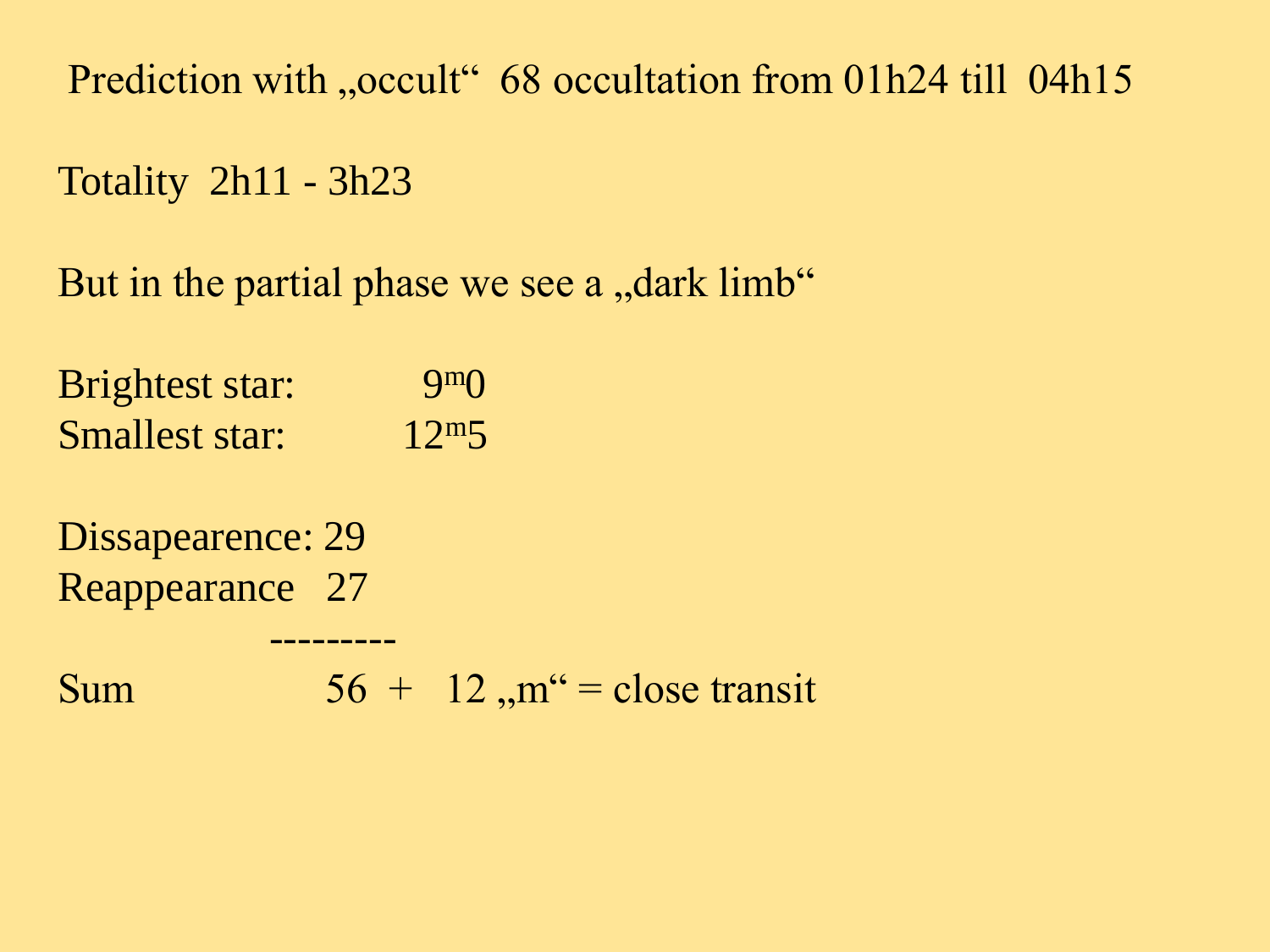Prediction with „occult“ 68 occultation from 01h24 till 04h15

Totality 2h11 - 3h23

But in the partial phase we see a „dark limb“

Brightest star: $9^{m}0$
Smallest star: $12^{m}5$

Dissapearence: 29
Reappearance 27
---------
Sum 56 + 12 „m“ = close transit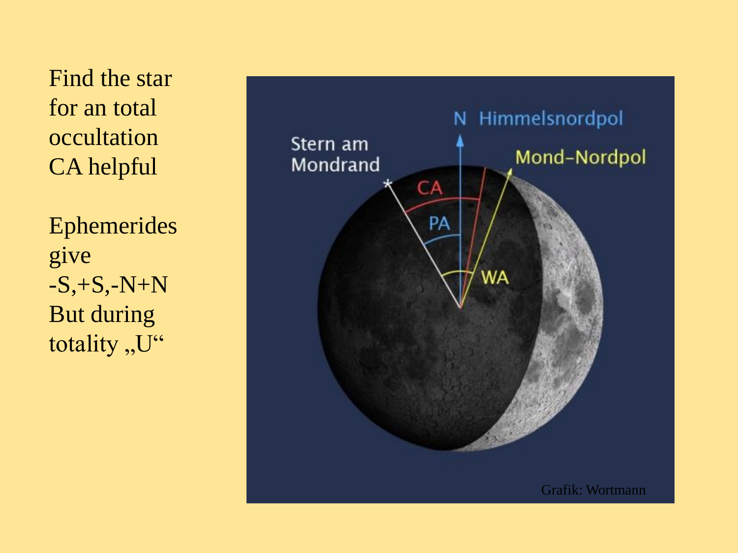Find the star for an total occultation CA helpful

Ephemerides give -S,+S,-N+N But during totality „U“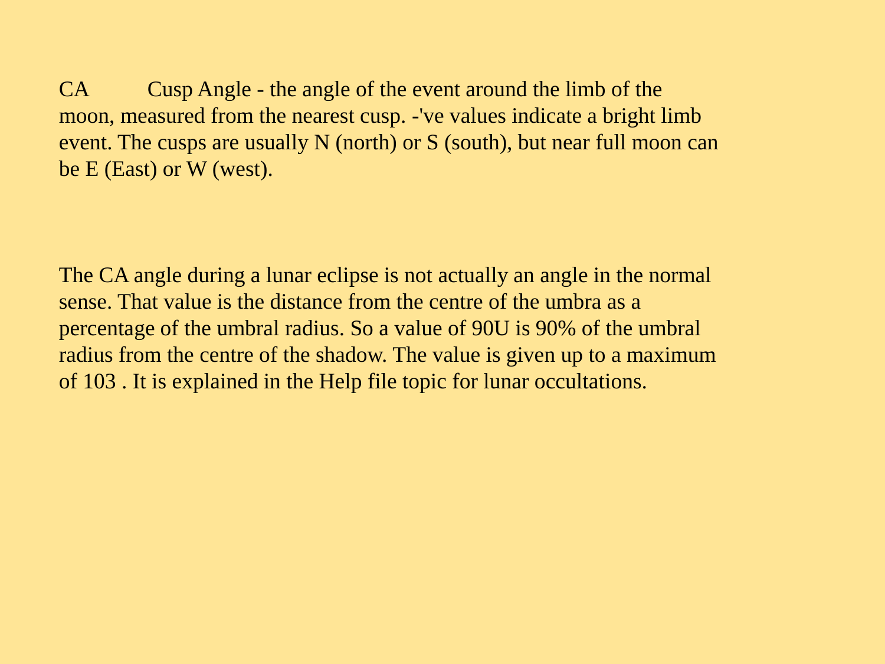CA	Cusp Angle - the angle of the event around the limb of the moon, measured from the nearest cusp. -'ve values indicate a bright limb event. The cusps are usually N (north) or S (south), but near full moon can be E (East) or W (west).

The CA angle during a lunar eclipse is not actually an angle in the normal sense. That value is the distance from the centre of the umbra as a percentage of the umbral radius. So a value of 90U is 90% of the umbral radius from the centre of the shadow. The value is given up to a maximum of 103 . It is explained in the Help file topic for lunar occultations.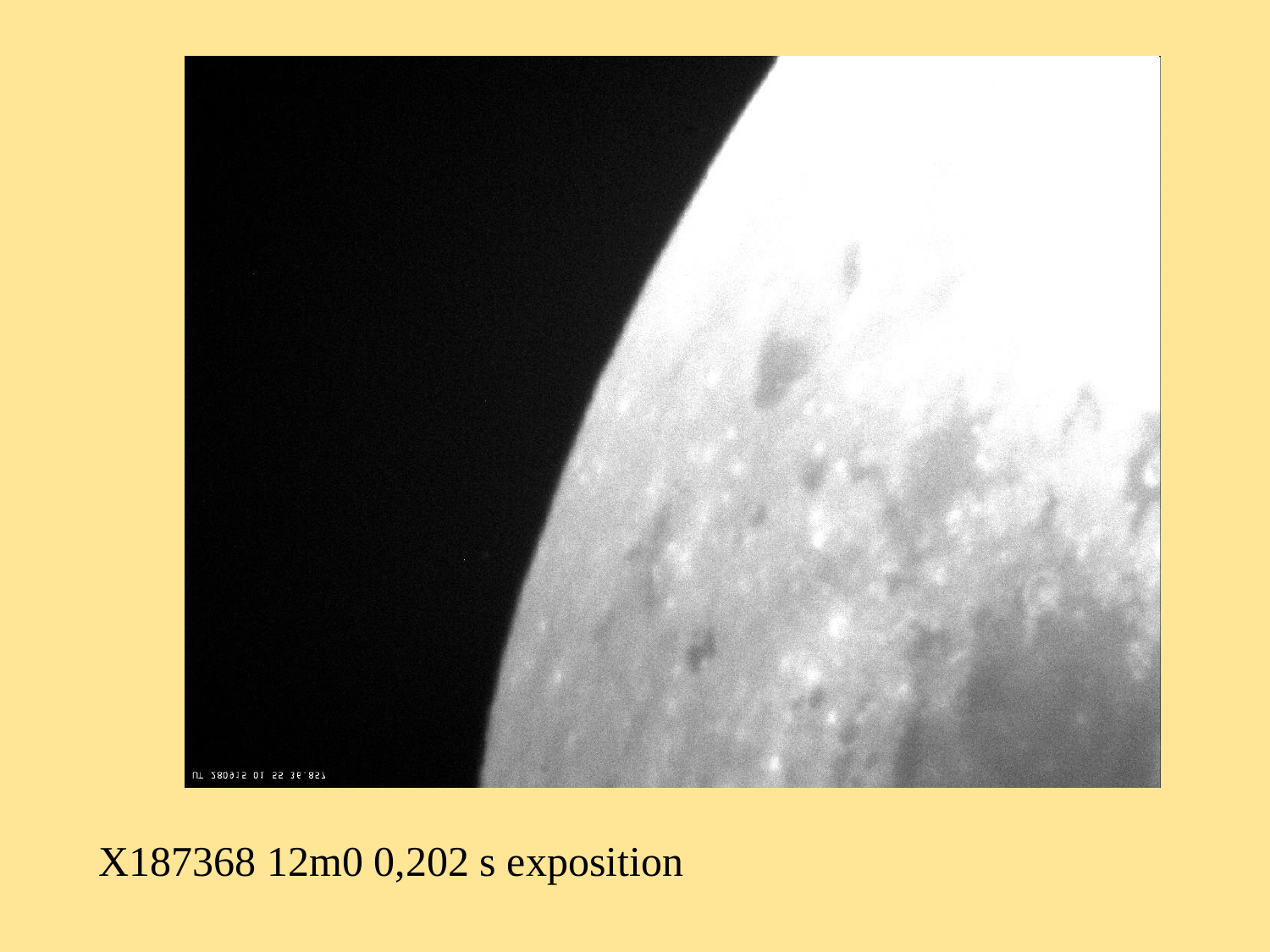X187368 12m0 0,202 s exposition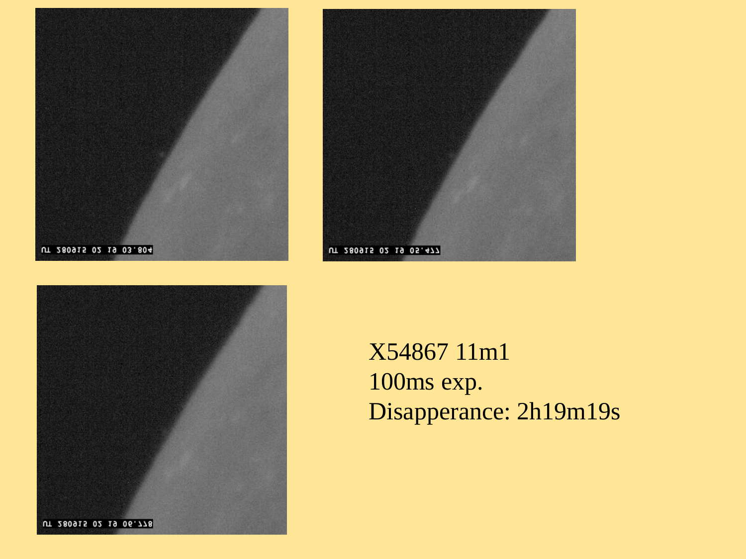X54867 11m1
100ms exp.
Disapperance: 2h19m19s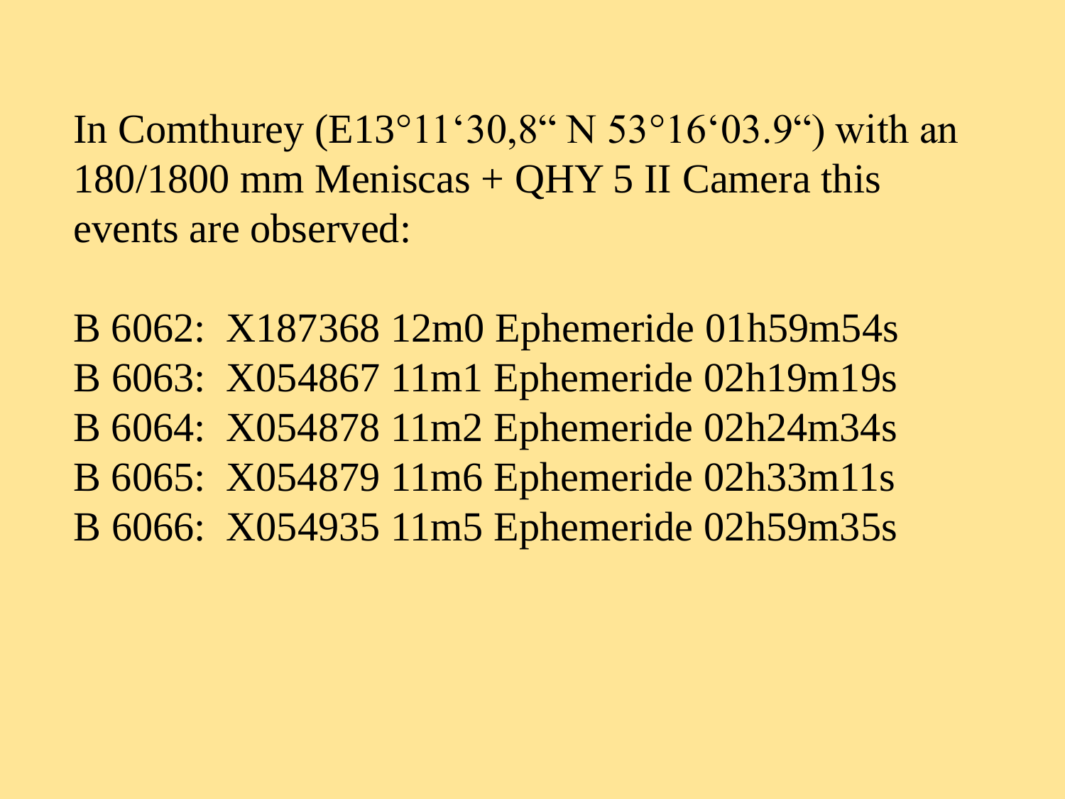In Comthurey (E13°11‘30,8“ N 53°16‘03.9“) with an 180/1800 mm Meniscas + QHY 5 II Camera this events are observed:

B 6062:  X187368 12m0 Ephemeride 01h59m54s
B 6063:  X054867 11m1 Ephemeride 02h19m19s
B 6064:  X054878 11m2 Ephemeride 02h24m34s
B 6065:  X054879 11m6 Ephemeride 02h33m11s
B 6066:  X054935 11m5 Ephemeride 02h59m35s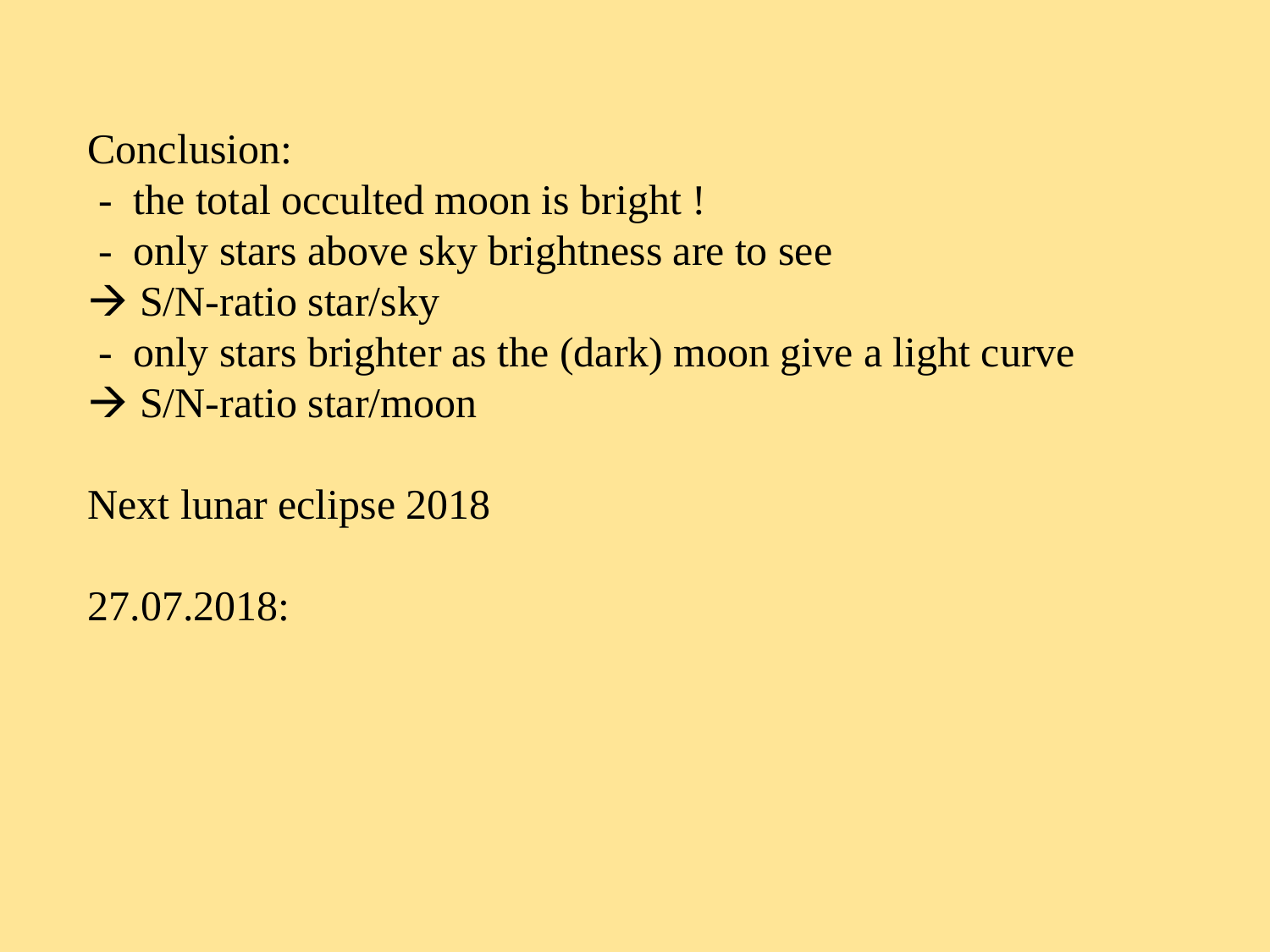Conclusion:

- the total occulted moon is bright !
- only stars above sky brightness are to see

→ S/N-ratio star/sky

- only stars brighter as the (dark) moon give a light curve

→ S/N-ratio star/moon

Next lunar eclipse 2018

27.07.2018: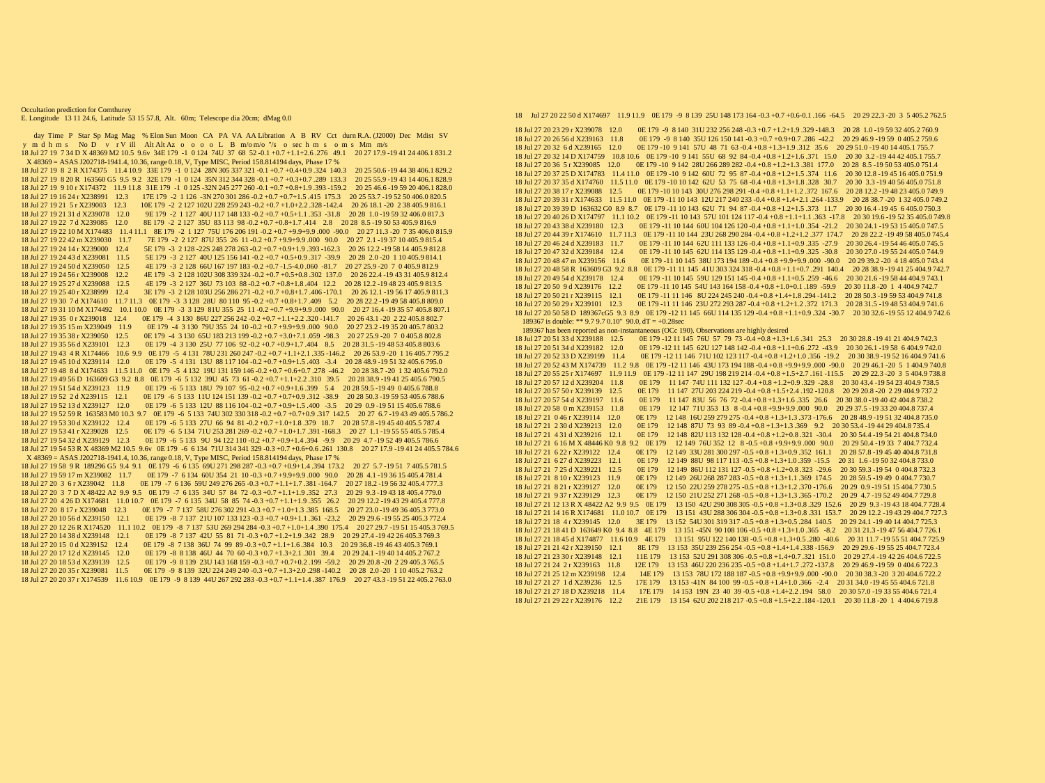Occultation prediction for Comthurey
E. Longitude 13 11 24.6, Latitude 53 15 57.8, Alt. 60m; Telescope dia 20cm; dMag 0.0

```
      day  Time   P  Star Sp  Mag  Mag   % Elon Sun  Moon   CA  PA  VA  AA Libration  A   B   RV   Cct  durn R.A. (J2000)  Dec  Mdist  SV
  y   m  d  h  m  s    No D    v   r V  ill    Alt Alt Az   o   o   o   o   L   B   m/o m/o  "/s   o  sec  h  m  s    o  m  s   Mm   m/s
18 Jul 27 19  7 34 D X 48369 M2 10.5  9.6v  34E 179  -1  0 124  74U  37  68  52 -0.1 +0.7 +1.1+2.6 .276  49.1    20 27 17.9 -19 41 24 406.1 831.2
   X 48369 = ASAS J202718-1941.4, 10.36, range 0.18, V, Type MISC, Period 158.814194 days, Phase 17 %
18 Jul 27 19  8  2 R X174375   11.4 10.9   33E 179  -1  0 124  28N 305 337 321 -0.1 +0.7 +0.4+0.9 .324  140.3     20 25 50.6 -19 44 38 406.1 829.2
18 Jul 27 19  8 20 R  163560 G5  9.5  9.2   32E 179  -1  0 124  35N 312 344 328 -0.1 +0.7 +0.3+0.7 .289  133.3     20 25 55.9 -19 43 14 406.1 828.9
18 Jul 27 19  9 10 r X174372   11.9 11.8   31E 179  -1  0 125 -32N 245 277 260 -0.1 +0.7 +0.8+1.9 .393 -159.2     20 25 46.6 -19 59 20 406.1 828.0
18 Jul 27 19 16 24 r X238991   12.3       17E 179  -2  1 126  -3N 270 301 286 -0.2 +0.7 +0.7+1.5 .415  175.3     20 25 53.7 -19 52 50 406.0 820.5
18 Jul 27 19 21  5 r X239003   12.3       10E 179  -2  2 127 102U 228 259 243 -0.2 +0.7 +1.0+2.2 .328 -142.4     20 26 18.1 -20  2 38 405.9 816.1
18 Jul 27 19 21 31 d X239078   12.0        9E 179  -2  1 127  40U 117 148 133 -0.2 +0.7 +0.5+1.1 .353  -31.8     20 28  1.0 -19 59 32 406.0 817.3
18 Jul 27 19 22  7 d X239085   12.0        8E 179  -2  2 127  35U  83 113  98 -0.2 +0.7 +0.8+1.7 .414   2.8     20 28  8.5 -19 50 53 405.9 816.9
18 Jul 27 19 22 10 M X174483   11.4 11.1    8E 179  -2  1 127  75U 176 206 191 -0.2 +0.7 +9.9+9.9 .000  -90.0     20 27 11.3 -20  7 35 406.0 815.9
18 Jul 27 19 22 42 m X239030   11.7        7E 179  -2  2 127  87U 355  26  11 -0.2 +0.7 +9.9+9.9 .000   90.0     20 27  2.1 -19 37 10 405.9 815.4
18 Jul 27 19 24 14 r X239000   12.4        5E 179  -3  2 128 -22S 248 278 263 -0.2 +0.7 +0.9+1.9 .393 -162.3     20 26 12.2 -19 58 14 405.9 812.8
18 Jul 27 19 24 43 d X239081   11.5        5E 179  -3  2 127  40U 125 156 141 -0.2 +0.7 +0.5+0.9 .317  -39.9     20 28  2.0 -20  1 10 405.9 814.1
18 Jul 27 19 24 50 d X239050   12.5        4E 179  -3  2 128  66U 167 197 183 -0.2 +0.7 -1.5-4.0 .060  -81.7     20 27 25.9 -20  7  0 405.9 812.9
18 Jul 27 19 24 56 r X239008   12.2        4E 179  -3  2 128 102U 308 339 324 -0.2 +0.7 +0.5+0.8 .302  137.0     20 26 22.4 -19 43 31 405.9 812.4
18 Jul 27 19 25 27 d X239088   12.5        4E 179  -3  2 127  36U  73 103  88 -0.2 +0.7 +0.8+1.8 .404  12.2     20 28 12.2 -19 48 23 405.9 813.5
18 Jul 27 19 25 40 r X238999   12.4        3E 179  -3  2 128 103U 256 286 271 -0.2 +0.7 +0.8+1.7 .406 -170.1     20 26 12.1 -19 56 17 405.9 811.3
18 Jul 27 19 30  7 d X174610   11.7 11.3    0E 179  -3  3 128  28U  80 110  95 -0.2 +0.7 +0.8+1.7 .409   5.2     20 28 22.2 -19 49 58 405.8 809.0
18 Jul 27 19 31 10 M X174492   10.1 10.0    0E 179  -3  3 129  81U 355  25  11 -0.2 +0.7 +9.9+9.9 .000  90.0     20 27 16.4 -19 35 57 405.8 807.1
18 Jul 27 19 35  0 r X239018   12.4        0E 179  -4  3 130  86U 227 256 242 -0.2 +0.7 +1.1+2.2 .320 -141.7     20 26 43.1 -20  2 22 405.8 802.7
18 Jul 27 19 35 15 m X239049   11.9        0E 179  -4  3 130  79U 355  24  10 -0.2 +0.7 +9.9+9.9 .000  90.0     20 27 23.2 -19 35 20 405.7 803.2
18 Jul 27 19 35 38 r X239050   12.5        0E 179  -4  3 130  65U 183 213 199 -0.2 +0.7 +3.0+7.1 .059  -98.3     20 27 25.9 -20  7  0 405.8 802.8
18 Jul 27 19 35 56 d X239101   12.3        0E 179  -4  3 130  25U  77 106  92 -0.2 +0.7 +0.9+1.7 .404   8.5     20 28 31.5 -19 48 53 405.8 803.6
18 Jul 27 19 43  4 R X174466   10.6  9.9   0E 179  -5  4 131  78U 231 260 247 -0.2 +0.7 +1.1+2.1 .335 -146.2     20 26 53.9 -20  1 16 405.7 795.2
18 Jul 27 19 45 10 d X239114   12.0        0E 179  -5  4 131  13U  88 117 104 -0.2 +0.7 +0.9+1.5 .403  -3.4     20 28 48.9 -19 51 32 405.6 795.0
18 Jul 27 19 48  8 d X174633   11.5 11.0   0E 179  -5  4 132  19U 131 159 146 -0.2 +0.7 +0.6+0.7 .278  -46.2     20 28 38.7 -20  1 32 405.6 792.0
18 Jul 27 19 49 56 D  163609 G3  9.2  8.8   0E 179  -6  5 132  39U  45  73  61 -0.2 +0.7 +1.1+2.2 .310  39.5     20 28 38.9 -19 41 25 405.6 790.5
18 Jul 27 19 51 54 d X239123   11.9        0E 179  -6  5 133  18U  79 107  95 -0.2 +0.7 +0.9+1.6 .399   5.4     20 28 59.5 -19 49  0 405.6 788.8
18 Jul 27 19 52  2 d X239115   12.1        0E 179  -6  5 133  11U 124 151 139 -0.2 +0.7 +0.7+0.9 .312  -38.9     20 28 50.3 -19 59 53 405.6 788.6
18 Jul 27 19 52 13 d X239127   12.0        0E 179  -6  5 133  12U  88 116 104 -0.2 +0.7 +0.9+1.5 .400  -3.5     20 29  0.9 -19 51 15 405.6 788.6
18 Jul 27 19 52 59 R  163583 M0 10.3  9.7   0E 179  -6  5 133  74U 302 330 318 -0.2 +0.7 +0.7+0.9 .317  142.5     20 27  6.7 -19 43 49 405.5 786.2
18 Jul 27 19 53 30 d X239122   12.4        0E 179  -6  5 133  27U  66  94  81 -0.2 +0.7 +1.0+1.8 .379  18.7     20 28 57.8 -19 45 40 405.5 787.4
18 Jul 27 19 53 41 r X239028   12.5        0E 179  -6  5 134  71U 253 281 269 -0.2 +0.7 +1.0+1.7 .391 -168.3     20 27  1.1 -19 55 55 405.5 785.4
18 Jul 27 19 54 32 d X239129   12.3        0E 179  -6  5 133   9U  94 122 110 -0.2 +0.7 +0.9+1.4 .394  -9.9     20 29  4.7 -19 52 49 405.5 786.6
18 Jul 27 19 54 53 R X 48369 M2 10.5  9.6v  0E 179  -6  6 134  71U 314 341 329 -0.3 +0.7 +0.6+0.6 .261  130.8     20 27 17.9 -19 41 24 405.5 784.6
   X 48369 = ASAS J202718-1941.4, 10.36, range 0.18, V, Type MISC, Period 158.814194 days, Phase 17 %
18 Jul 27 19 58  9 R  189296 G5  9.4  9.1   0E 179  -6  6 135  69U 271 298 287 -0.3 +0.7 +0.9+1.4 .394  173.2     20 27  5.7 -19 51  7 405.5 781.5
18 Jul 27 19 59 17 m X239082   11.7        0E 179  -7  6 134  60U 354  21  10 -0.3 +0.7 +9.9+9.9 .000  90.0     20 28  4.1 -19 36 15 405.4 781.4
18 Jul 27 20  3  6 r X239042   11.8        0E 179  -7  6 136  59U 249 276 265 -0.3 +0.7 +1.1+1.7 .381 -164.7     20 27 18.2 -19 56 32 405.4 777.3
18 Jul 27 20  3  7 D X 48422 A2  9.9  9.5   0E 179  -7  6 135  34U  57  84  72 -0.3 +0.7 +1.1+1.9 .352  27.3     20 29  9.3 -19 43 18 405.4 779.0
18 Jul 27 20  4 26 D X174681   11.0 10.7   0E 179  -7  6 135  34U  58  85  74 -0.3 +0.7 +1.1+1.9 .355  26.2     20 29 12.2 -19 43 29 405.4 777.8
18 Jul 27 20  8 17 r X239048   12.3        0E 179  -7  7 137  58U 276 302 291 -0.3 +0.7 +1.0+1.3 .385  168.5     20 27 23.0 -19 49 36 405.3 773.0
18 Jul 27 20 10 56 d X239150   12.1        0E 179  -8  7 137  21U 107 133 123 -0.3 +0.7 +0.9+1.1 .361  -23.2     20 29 29.6 -19 55 25 405.3 772.4
18 Jul 27 20 12 26 R X174520   11.1 10.2   0E 179  -8  7 137  53U 269 294 284 -0.3 +0.7 +1.0+1.4 .390  175.4     20 27 29.7 -19 51 15 405.3 769.5
18 Jul 27 20 14 38 d X239148   12.1        0E 179  -8  7 137  42U  55  81  71 -0.3 +0.7 +1.2+1.9 .342  28.9     20 29 27.4 -19 42 26 405.3 769.3
18 Jul 27 20 15  0 d X239152   12.4        0E 179  -8  7 138  36U  74  99  89 -0.3 +0.7 +1.1+1.6 .384  10.3     20 29 36.8 -19 46 43 405.3 769.1
18 Jul 27 20 17 12 d X239145   12.0        0E 179  -8  8 138  46U  44  70  60 -0.3 +0.7 +1.3+2.1 .301  39.4     20 29 24.1 -19 40 14 405.2 767.2
18 Jul 27 20 18 53 d X239139   12.5        0E 179  -9  8 139  23U 143 168 159 -0.3 +0.7 +0.7+0.2 .199  -59.2     20 29 20.8 -20  2 29 405.3 765.5
18 Jul 27 20 20 35 r X239081   11.5        0E 179  -9  8 139  32U 224 249 240 -0.3 +0.7 +1.3+2.0 .298 -140.2     20 28  2.0 -20  1 10 405.2 763.2
18 Jul 27 20 20 37 r X174539   11.6 10.9   0E 179  -9  8 139  44U 267 292 283 -0.3 +0.7 +1.1+1.4 .387  176.9     20 27 43.3 -19 51 22 405.2 763.0
18    Jul 27 20 22 50 d X174697   11.9 11.9   0E 179  -9  8 139  25U 148 173 164 -0.3 +0.7 +0.6-0.1 .166  -64.5     20 29 22.3 -20  3  5 405.2 762.5
18 Jul 27 20 23 29 r X239078   12.0        0E 179  -9  8 140  31U 232 256 248 -0.3 +0.7 +1.2+1.9 .329 -148.3     20 28  1.0 -19 59 32 405.2 760.9
18 Jul 27 20 26 56 d X239163   11.8        0E 179  -9  8 140  35U 126 150 141 -0.3 +0.7 +0.9+0.7 .286  -42.2     20 29 46.9 -19 59  0 405.2 759.6
18 Jul 27 20 32  6 d X239165   12.0        0E 179 -10  9 141  57U  48  71  63 -0.4 +0.8 +1.3+1.9 .312  35.6     20 29 51.0 -19 40 14 405.1 755.7
18 Jul 27 20 32 14 D X174759   10.8 10.6   0E 179 -10  9 141  55U  68  92  84 -0.4 +0.8 +1.2+1.6 .371  15.0     20 30  3.2 -19 44 42 405.1 755.7
18 Jul 27 20 36  5 r X239085   12.0        0E 179 -10  9 142  28U 266 289 282 -0.4 +0.8 +1.2+1.3 .381  177.0     20 28  8.5 -19 50 53 405.0 751.4
18 Jul 27 20 37 25 D X174783   11.4 11.0   0E 179 -10  9 142  60U  72  95  87 -0.4 +0.8 +1.2+1.5 .374  11.6     20 30 12.8 -19 45 16 405.0 751.9
18 Jul 27 20 37 35 d X174760   11.5 11.0   0E 179 -10  9 142  62U  53  75  68 -0.4 +0.8 +1.3+1.8 .328  30.7     20 30  3.3 -19 40 56 405.0 751.8
18 Jul 27 20 38 17 r X239088   12.5        0E 179 -10 10 143  30U 276 298 291 -0.4 +0.8 +1.1+1.2 .372  167.6     20 28 12.2 -19 48 23 405.0 749.9
18 Jul 27 20 39 31 r X174633   11.5 11.0   0E 179 -11 10 143  12U 217 240 233 -0.4 +0.8 +1.4+2.1 .264 -133.9     20 28 38.7 -20  1 32 405.0 749.2
18 Jul 27 20 39 39 D  163632 G0  8.9  8.7   0E 179 -11 10 143  62U  71  94  87 -0.4 +0.8 +1.2+1.5 .373  11.7     20 30 16.4 -19 45  6 405.0 750.3
18 Jul 27 20 40 26 D X174797   11.1 10.2   0E 179 -10 11 143  57U 101 124 117 -0.4 +0.8 +1.1+1.1 .363  -17.8     20 30 19.6 -19 52 35 405.0 749.8
18 Jul 27 20 43 38 d X239180   12.3        0E 179 -11 10 144  60U 104 126 120 -0.4 +0.8 +1.1+1.0 .354  -21.2     20 30 24.1 -19 53 15 405.0 747.5
18 Jul 27 20 44 39 r X174610   11.7 11.3   0E 179 -11 10 144  23U 268 290 284 -0.4 +0.8 +1.2+1.2 .377  174.7     20 28 22.2 -19 49 58 405.0 745.4
18 Jul 27 20 46 24 d X239183   11.7        0E 179 -11 10 144  62U 111 133 126 -0.4 +0.8 +1.1+0.9 .335  -27.9     20 30 26.4 -19 54 46 405.0 745.5
18 Jul 27 20 47 32 d X239184   12.4        0E 179 -11 10 145  62U 114 135 129 -0.4 +0.8 +1.1+0.9 .325  -30.8     20 30 27.0 -19 55 24 405.0 744.9
18 Jul 27 20 48 47 m X239156   11.6        0E 179 -11 10 145  38U 173 194 189 -0.4 +0.8 +9.9+9.9 .000  -90.0     20 29 39.2 -20  4 15 405.0 743.4
18 Jul 27 20 48 58 R  163609 G3  9.2  8.8   0E 179 -11 11 145  41U 303 324 318 -0.4 +0.8 +1.1+0.7 .291  140.4     20 28 38.9 -19 41 25 404.9 742.7
18 Jul 27 20 49 54 d X239178   12.4        0E 179 -11 10 145  59U 129 151 145 -0.4 +0.8 +1.1+0.5 .259  -46.6     20 30 21.6 -19 58 44 404.9 743.1
18 Jul 27 20 50  9 d X239176   12.2        0E 179 -11 10 145  54U 143 164 158 -0.4 +0.8 +1.0+0.1 .189  -59.9     20 30 11.8 -20  1  4 404.9 742.7
18 Jul 27 20 50 21 r X239115   12.1        0E 179 -11 11 146   8U 224 245 240 -0.4 +0.8 +1.4+1.8 .294 -141.2     20 28 50.3 -19 59 53 404.9 741.8
18 Jul 27 20 50 29 r X239101   12.3        0E 179 -11 11 146  23U 272 293 287 -0.4 +0.8 +1.2+1.2 .372  171.3     20 28 31.5 -19 48 53 404.9 741.6
18 Jul 27 20 50 58 D  189367cG5  9.3  8.9   0E 179 -12 11 145  66U 114 135 129 -0.4 +0.8 +1.1+0.9 .324  -30.7     20 30 32.6 -19 55 12 404.9 742.6
   189367 is double: ** 9.7 9.7 0.10" 90.0, dT = +0.28sec
   189367 has been reported as non-instantaneous (OCc 190). Observations are highly desired
18 Jul 27 20 51 33 d X239188   12.5        0E 179 -12 11 145  76U  57  79  73 -0.4 +0.8 +1.3+1.6 .341  25.3     20 30 28.8 -19 41 21 404.9 742.3
18 Jul 27 20 51 34 d X239182   12.0        0E 179 -12 11 145  62U 127 148 142 -0.4 +0.8 +1.1+0.6 .272  -43.9     20 30 26.1 -19 58  6 404.9 742.0
18 Jul 27 20 52 33 D X239199   11.4        0E 179 -12 11 146  71U 102 123 117 -0.4 +0.8 +1.2+1.0 .356  -19.2     20 30 38.9 -19 52 16 404.9 741.6
18 Jul 27 20 52 43 M X174739   11.2  9.8   0E 179 -12 11 146  43U 173 194 188 -0.4 +0.8 +9.9+9.9 .000  -90.0     20 29 46.1 -20  5  1 404.9 740.8
18 Jul 27 20 55 25 r X174697   11.9 11.9   0E 179 -12 11 147  29U 198 219 214 -0.4 +0.8 +1.5+2.7 .161 -115.5     20 29 22.3 -20  3  5 404.9 738.8
18 Jul 27 20 57 12 d X239204   11.8        0E 179    11 147  74U 111 132 127 -0.4 +0.8 +1.2+0.9 .329  -28.8     20 30 43.4 -19 54 23 404.9 738.5
18 Jul 27 20 57 50 r X239139   12.5        0E 179    11 147  27U 203 224 219 -0.4 +0.8 +1.5+2.4 .192 -120.8     20 29 20.8 -20  2 29 404.9 737.2
18 Jul 27 20 57 54 d X239197   11.6        0E 179    11 147  83U  56  76  72 -0.4 +0.8 +1.3+1.6 .335  26.6     20 30 38.0 -19 40 42 404.8 738.2
18 Jul 27 20 58  0 m X239153   11.8        0E 179    12 147  71U 353  13   8 -0.4 +0.8 +9.9+9.9 .000  90.0     20 29 37.5 -19 33 20 404.8 737.4
18 Jul 27 21  0 46 r X239114   12.0        0E 179    12 148  16U 259 279 275 -0.4 +0.8 +1.3+1.3 .373 -176.6     20 28 48.9 -19 51 32 404.8 735.0
18 Jul 27 21  2 30 d X239213   12.0        0E 179    12 148  87U  73  93  89 -0.4 +0.8 +1.3+1.3 .369   9.2     20 30 53.4 -19 44 29 404.8 735.4
18 Jul 27 21  4 31 d X239216   12.1        0E 179    12 148  82U 113 132 128 -0.4 +0.8 +1.2+0.8 .321  -30.4     20 30 54.4 -19 54 21 404.8 734.0
18 Jul 27 21  6 16 M X 48446 K0  9.8  9.2   0E 179    12 149  76U 352  12   8 -0.5 +0.8 +9.9+9.9 .000  90.0     20 29 50.4 -19 33  7 404.7 732.4
18 Jul 27 21  6 22 r X239122   12.4        0E 179    12 149  33U 281 300 297 -0.5 +0.8 +1.3+0.9 .352  161.1     20 28 57.8 -19 45 40 404.8 731.8
18 Jul 27 21  6 27 d X239223   12.1        0E 179    12 149  88U  98 117 113 -0.5 +0.8 +1.3+1.0 .359  -15.5     20 31  1.6 -19 50 32 404.8 733.0
18 Jul 27 21  7 25 d X239221   12.5        0E 179    12 149  86U 112 131 127 -0.5 +0.8 +1.2+0.8 .323  -29.6     20 30 59.3 -19 54  0 404.8 732.3
18 Jul 27 21  8 10 r X239123   11.9        0E 179    12 149  26U 268 287 283 -0.5 +0.8 +1.3+1.1 .369  174.5     20 28 59.5 -19 49  0 404.7 730.7
18 Jul 27 21  8 21 r X239127   12.0        0E 179    12 150  22U 259 278 275 -0.5 +0.8 +1.3+1.2 .370 -176.6     20 29  0.9 -19 51 15 404.7 730.5
18 Jul 27 21  9 37 r X239129   12.3        0E 179    12 150  21U 252 271 268 -0.5 +0.8 +1.3+1.3 .365 -170.2     20 29  4.7 -19 52 49 404.7 729.8
18 Jul 27 21 12 13 R X 48422 A2  9.9  9.5   0E 179    13 150  42U 290 308 305 -0.5 +0.8 +1.3+0.8 .329  152.6     20 29  9.3 -19 43 18 404.7 728.4
18 Jul 27 21 14 16 R X174681   11.0 10.7   0E 179    13 151  43U 288 306 304 -0.5 +0.8 +1.3+0.8 .331  153.7     20 29 12.2 -19 43 29 404.7 727.3
18 Jul 27 21 18  4 r X239145   12.0        3E 179    13 152  54U 301 319 317 -0.5 +0.8 +1.3+0.5 .284  140.5     20 29 24.1 -19 40 14 404.7 725.3
18 Jul 27 21 18 41 D  163649 K0  9.4  8.8   4E 179    13 151  -45N  90 108 106 -0.5 +0.8 +1.3+1.0 .365  -8.2     20 31 21.3 -19 47 56 404.7 726.1
18 Jul 27 21 18 45 d X174877   11.6 10.9   4E 179    13 151  95U 122 140 138 -0.5 +0.8 +1.3+0.5 .280  -40.6     20 31 11.7 -19 55 51 404.7 725.9
18 Jul 27 21 21 42 r X239150   12.1        8E 179    13 153  35U 239 256 254 -0.5 +0.8 +1.4+1.4 .338 -156.9     20 29 29.6 -19 55 25 404.7 723.4
18 Jul 27 21 23 30 r X239148   12.1       11E 179    13 153  52U 291 308 306 -0.5 +0.8 +1.4+0.7 .321  151.0     20 29 27.4 -19 42 26 404.6 722.5
18 Jul 27 21 24  2 r X239163   11.8       12E 179    13 153  46U 220 236 235 -0.5 +0.8 +1.4+1.7 .272 -137.8     20 29 46.9 -19 59  0 404.6 722.3
18 Jul 27 21 25 12 m X239198   12.4       14E 179    13 153  78U 172 188 187 -0.5 +0.8 +9.9+9.9 .000  -90.0     20 30 38.3 -20  3 20 404.6 722.2
18 Jul 27 21 27    1 d X239236   12.5       17E 179    13 153  -41N  84 100  99 -0.5 +0.8 +1.4+1.0 .366  -2.4     20 31 34.0 -19 45 55 404.6 721.8
18 Jul 27 21 27 18 D X239218   11.4       17E 179    14 153  19N  23  40  39 -0.5 +0.8 +1.4+2.2 .194  58.0     20 30 57.0 -19 33 55 404.6 721.4
18 Jul 27 21 29 22 r X239176   12.2       21E 179    13 154  62U 202 218 217 -0.5 +0.8 +1.5+2.2 .184 -120.1     20 30 11.8 -20  1  4 404.6 719.8
```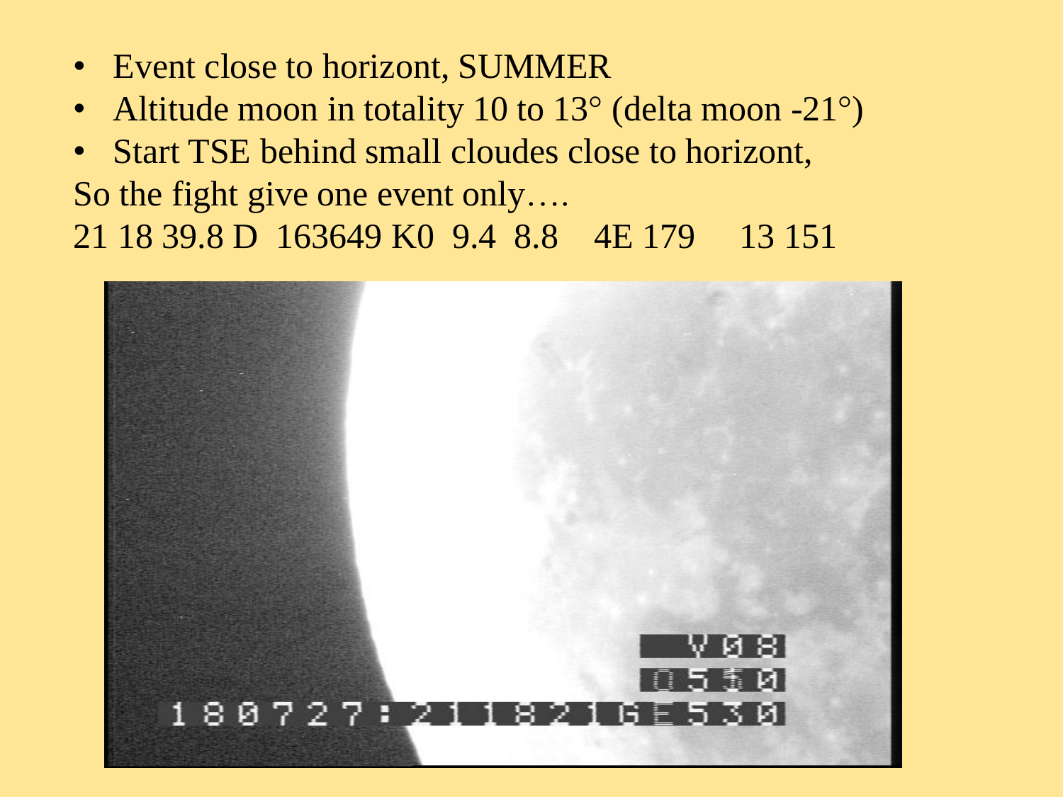- Event close to horizont, SUMMER
- Altitude moon in totality 10 to 13° (delta moon -21°)
- Start TSE behind small cloudes close to horizont,

So the fight give one event only….

21 18 39.8 D 163649 K0 9.4 8.8 4E 179 13 151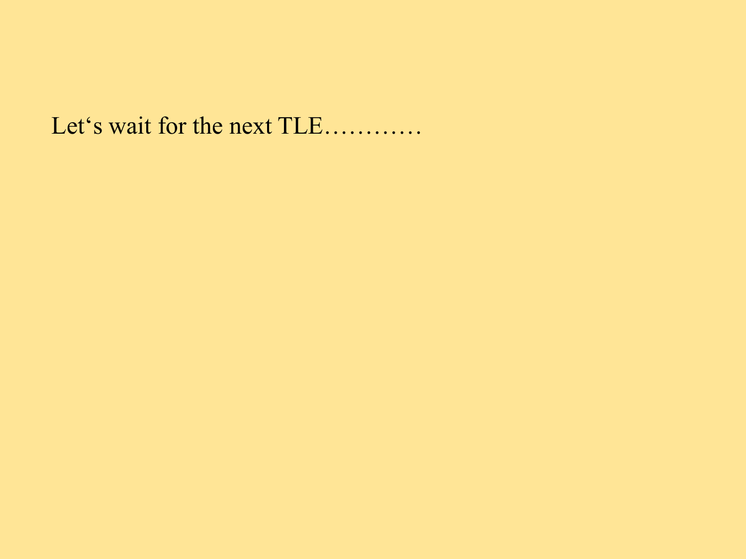Let‘s wait for the next TLE…………